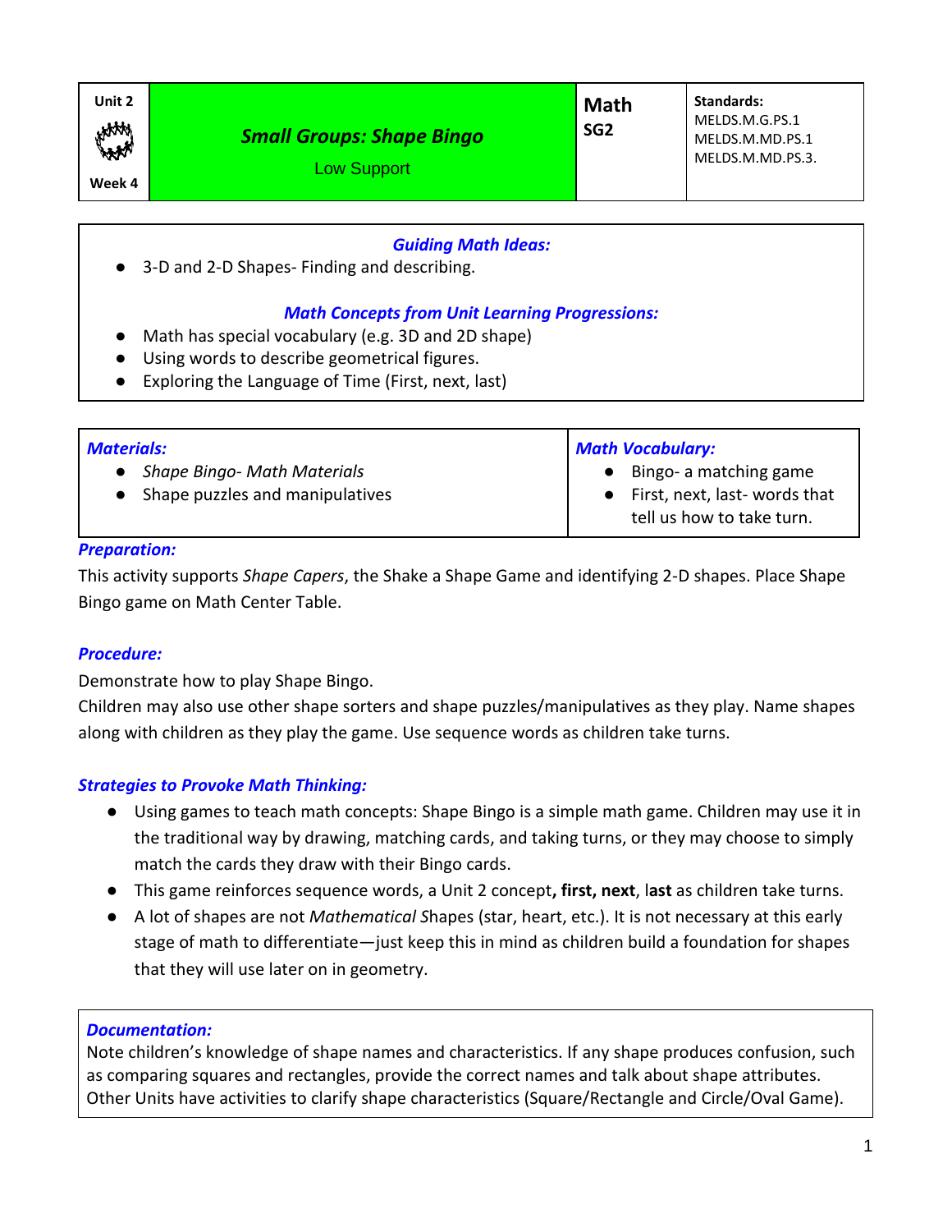| Unit 2<br><br>Week 4 | ***Small Groups: Shape Bingo***<br>Low Support | **Math**<br>**SG2** | **Standards:**<br>MELDS.M.G.PS.1<br>MELDS.M.MD.PS.1<br>MELDS.M.MD.PS.3. |
|---|---|---|---|

### *Guiding Math Ideas:*

- 3-D and 2-D Shapes- Finding and describing.

### *Math Concepts from Unit Learning Progressions:*

- Math has special vocabulary (e.g. 3D and 2D shape)
- Using words to describe geometrical figures.
- Exploring the Language of Time (First, next, last)

| *Materials:* | *Math Vocabulary:* |
|---|---|
| • *Shape Bingo- Math Materials*<br>• Shape puzzles and manipulatives | • Bingo- a matching game<br>• First, next, last- words that tell us how to take turn. |

### *Preparation:*

This activity supports *Shape Capers*, the Shake a Shape Game and identifying 2-D shapes. Place Shape Bingo game on Math Center Table.

### *Procedure:*

Demonstrate how to play Shape Bingo.
Children may also use other shape sorters and shape puzzles/manipulatives as they play. Name shapes along with children as they play the game. Use sequence words as children take turns.

### *Strategies to Provoke Math Thinking:*

- Using games to teach math concepts: Shape Bingo is a simple math game. Children may use it in the traditional way by drawing, matching cards, and taking turns, or they may choose to simply match the cards they draw with their Bingo cards.
- This game reinforces sequence words, a Unit 2 concept**, first, next**, l**ast** as children take turns.
- A lot of shapes are not *Mathematical S*hapes (star, heart, etc.). It is not necessary at this early stage of math to differentiate—just keep this in mind as children build a foundation for shapes that they will use later on in geometry.

### *Documentation:*

Note children's knowledge of shape names and characteristics. If any shape produces confusion, such as comparing squares and rectangles, provide the correct names and talk about shape attributes. Other Units have activities to clarify shape characteristics (Square/Rectangle and Circle/Oval Game).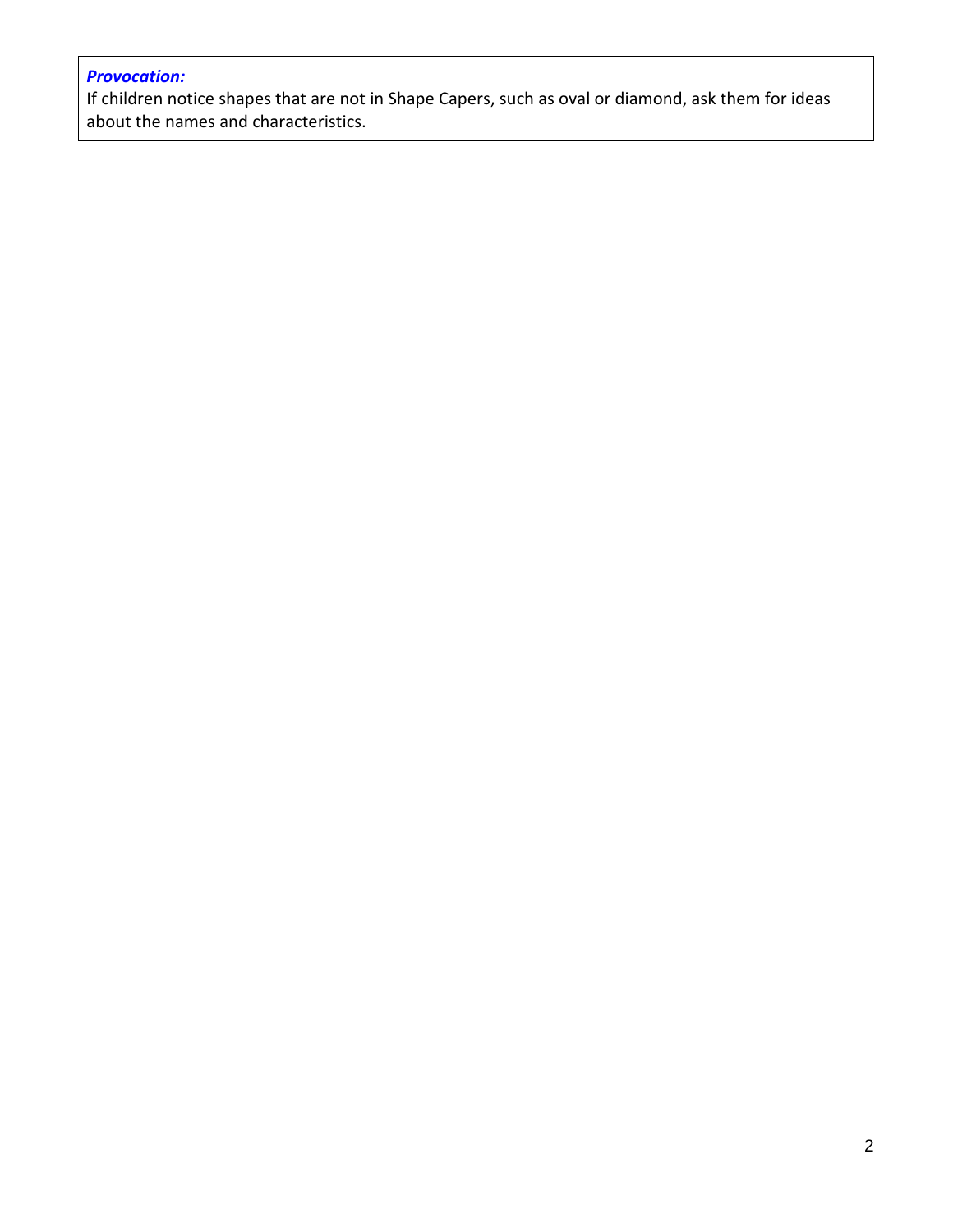***Provocation:***

If children notice shapes that are not in Shape Capers, such as oval or diamond, ask them for ideas about the names and characteristics.